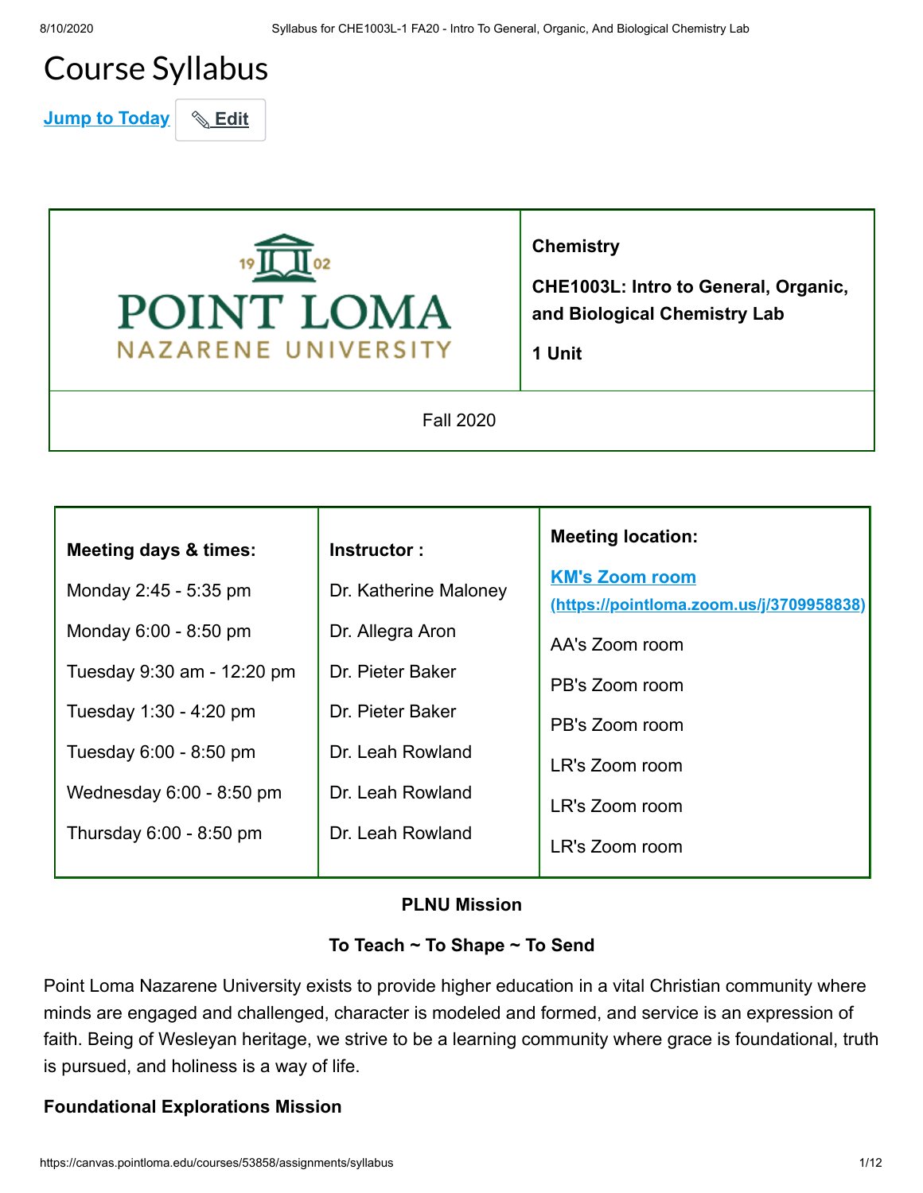# Course Syllabus

Jump to Today | Edit

| POINT LOMA NAZARENE UNIVERSITY | **Chemistry**<br><br>**CHE1003L: Intro to General, Organic, and Biological Chemistry Lab**<br><br>**1 Unit** |
|---|---|
| Fall 2020 | |

| **Meeting days & times:** | **Instructor :** | **Meeting location:** |
|---|---|---|
| Monday 2:45 - 5:35 pm | Dr. Katherine Maloney | [KM's Zoom room (https://pointloma.zoom.us/j/3709958838)](https://pointloma.zoom.us/j/3709958838) |
| Monday 6:00 - 8:50 pm | Dr. Allegra Aron | AA's Zoom room |
| Tuesday 9:30 am - 12:20 pm | Dr. Pieter Baker | PB's Zoom room |
| Tuesday 1:30 - 4:20 pm | Dr. Pieter Baker | PB's Zoom room |
| Tuesday 6:00 - 8:50 pm | Dr. Leah Rowland | LR's Zoom room |
| Wednesday 6:00 - 8:50 pm | Dr. Leah Rowland | LR's Zoom room |
| Thursday 6:00 - 8:50 pm | Dr. Leah Rowland | LR's Zoom room |

**PLNU Mission**

**To Teach ~ To Shape ~ To Send**

Point Loma Nazarene University exists to provide higher education in a vital Christian community where minds are engaged and challenged, character is modeled and formed, and service is an expression of faith. Being of Wesleyan heritage, we strive to be a learning community where grace is foundational, truth is pursued, and holiness is a way of life.

**Foundational Explorations Mission**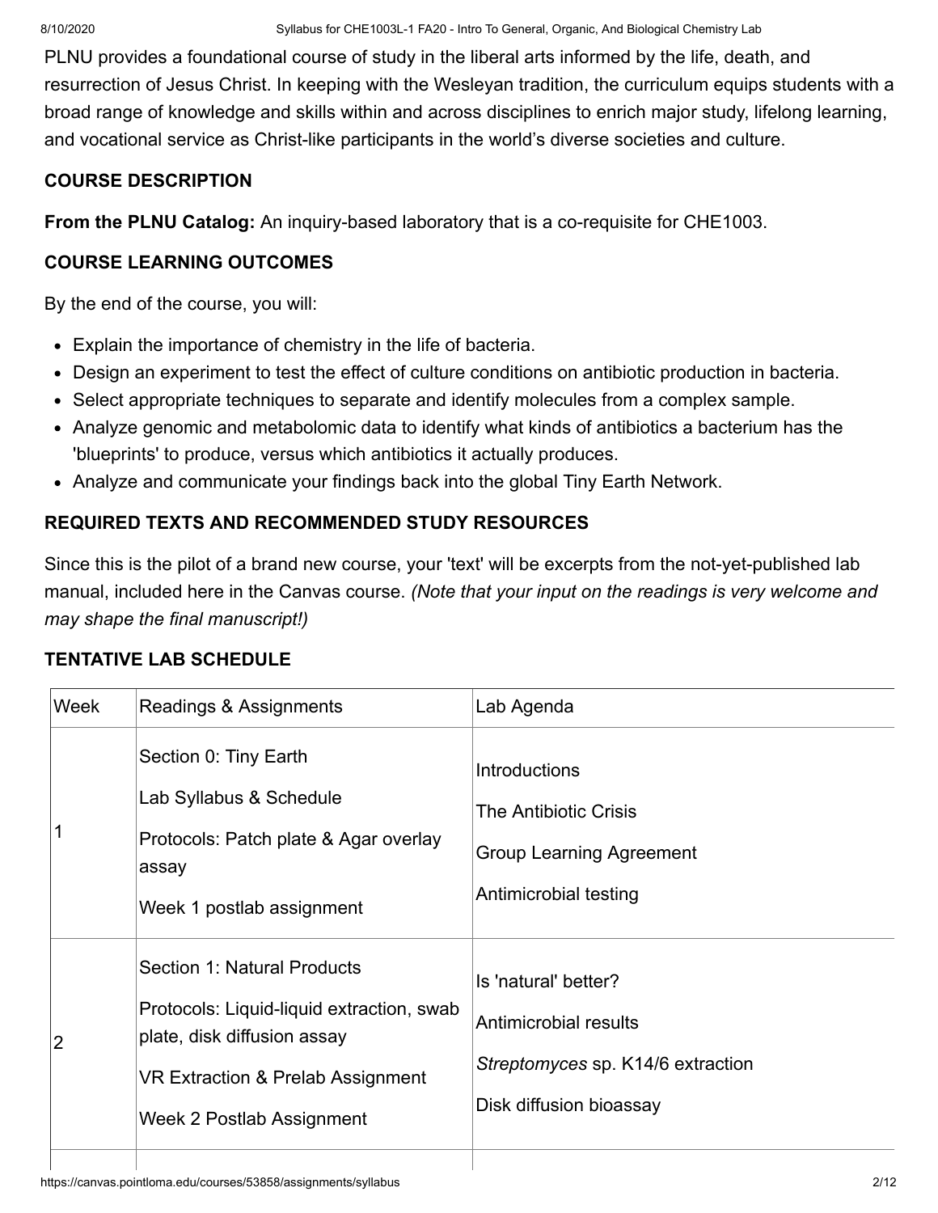PLNU provides a foundational course of study in the liberal arts informed by the life, death, and resurrection of Jesus Christ. In keeping with the Wesleyan tradition, the curriculum equips students with a broad range of knowledge and skills within and across disciplines to enrich major study, lifelong learning, and vocational service as Christ-like participants in the world's diverse societies and culture.

**COURSE DESCRIPTION**

**From the PLNU Catalog:** An inquiry-based laboratory that is a co-requisite for CHE1003.

**COURSE LEARNING OUTCOMES**

By the end of the course, you will:

- Explain the importance of chemistry in the life of bacteria.
- Design an experiment to test the effect of culture conditions on antibiotic production in bacteria.
- Select appropriate techniques to separate and identify molecules from a complex sample.
- Analyze genomic and metabolomic data to identify what kinds of antibiotics a bacterium has the 'blueprints' to produce, versus which antibiotics it actually produces.
- Analyze and communicate your findings back into the global Tiny Earth Network.

**REQUIRED TEXTS AND RECOMMENDED STUDY RESOURCES**

Since this is the pilot of a brand new course, your 'text' will be excerpts from the not-yet-published lab manual, included here in the Canvas course. *(Note that your input on the readings is very welcome and may shape the final manuscript!)*

**TENTATIVE LAB SCHEDULE**

| Week | Readings & Assignments | Lab Agenda |
|---|---|---|
| 1 | Section 0: Tiny Earth<br>Lab Syllabus & Schedule<br>Protocols: Patch plate & Agar overlay assay<br>Week 1 postlab assignment | Introductions<br>The Antibiotic Crisis<br>Group Learning Agreement<br>Antimicrobial testing |
| 2 | Section 1: Natural Products<br>Protocols: Liquid-liquid extraction, swab plate, disk diffusion assay<br>VR Extraction & Prelab Assignment<br>Week 2 Postlab Assignment | Is 'natural' better?<br>Antimicrobial results<br>*Streptomyces* sp. K14/6 extraction<br>Disk diffusion bioassay |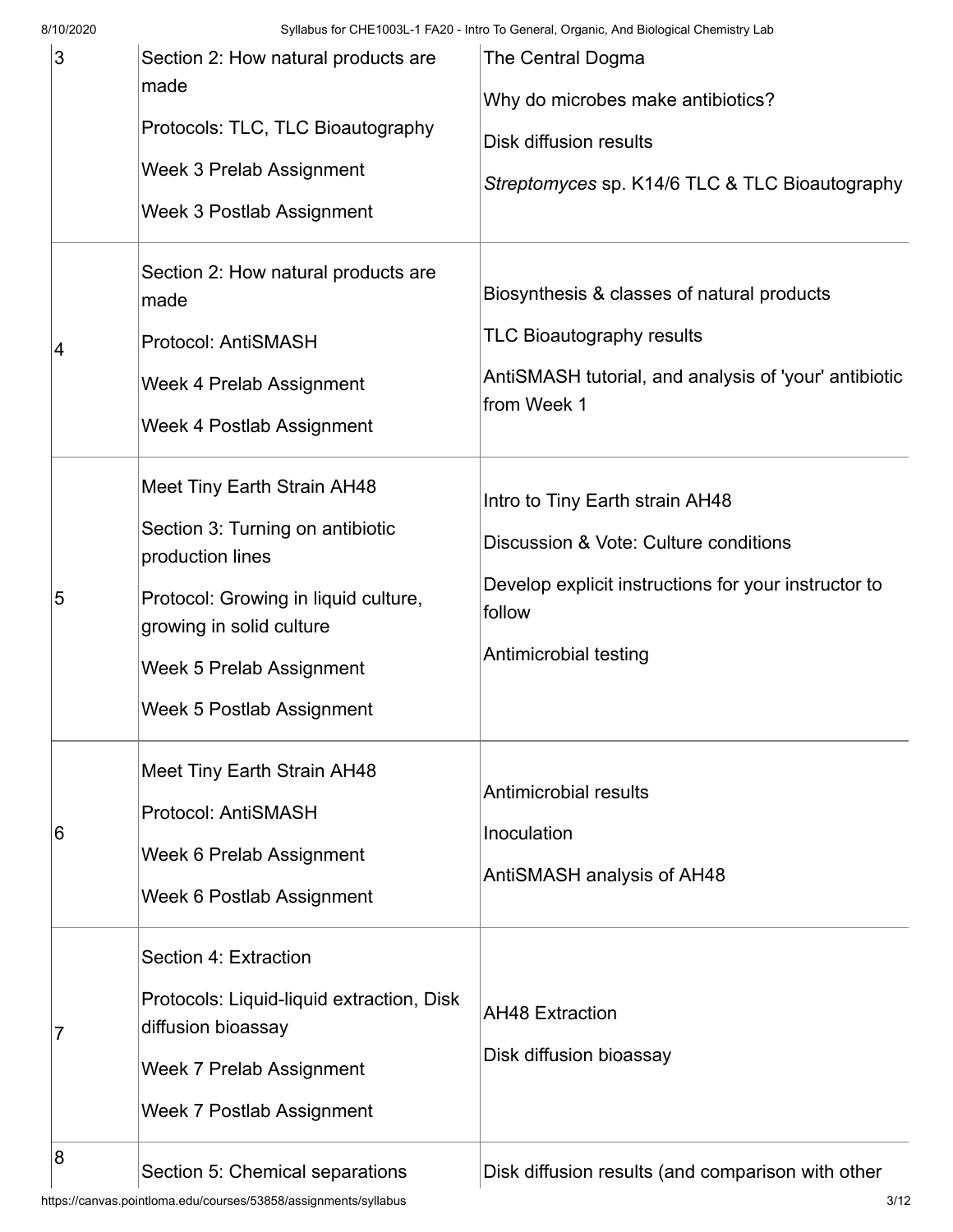| | | |
|---|---|---|
| 3 | Section 2: How natural products are made<br>Protocols: TLC, TLC Bioautography<br>Week 3 Prelab Assignment<br>Week 3 Postlab Assignment | The Central Dogma<br>Why do microbes make antibiotics?<br>Disk diffusion results<br>*Streptomyces* sp. K14/6 TLC & TLC Bioautography |
| 4 | Section 2: How natural products are made<br>Protocol: AntiSMASH<br>Week 4 Prelab Assignment<br>Week 4 Postlab Assignment | Biosynthesis & classes of natural products<br>TLC Bioautography results<br>AntiSMASH tutorial, and analysis of 'your' antibiotic from Week 1 |
| 5 | Meet Tiny Earth Strain AH48<br>Section 3: Turning on antibiotic production lines<br>Protocol: Growing in liquid culture, growing in solid culture<br>Week 5 Prelab Assignment<br>Week 5 Postlab Assignment | Intro to Tiny Earth strain AH48<br>Discussion & Vote: Culture conditions<br>Develop explicit instructions for your instructor to follow<br>Antimicrobial testing |
| 6 | Meet Tiny Earth Strain AH48<br>Protocol: AntiSMASH<br>Week 6 Prelab Assignment<br>Week 6 Postlab Assignment | Antimicrobial results<br>Inoculation<br>AntiSMASH analysis of AH48 |
| 7 | Section 4: Extraction<br>Protocols: Liquid-liquid extraction, Disk diffusion bioassay<br>Week 7 Prelab Assignment<br>Week 7 Postlab Assignment | AH48 Extraction<br>Disk diffusion bioassay |
| 8 | Section 5: Chemical separations | Disk diffusion results (and comparison with other |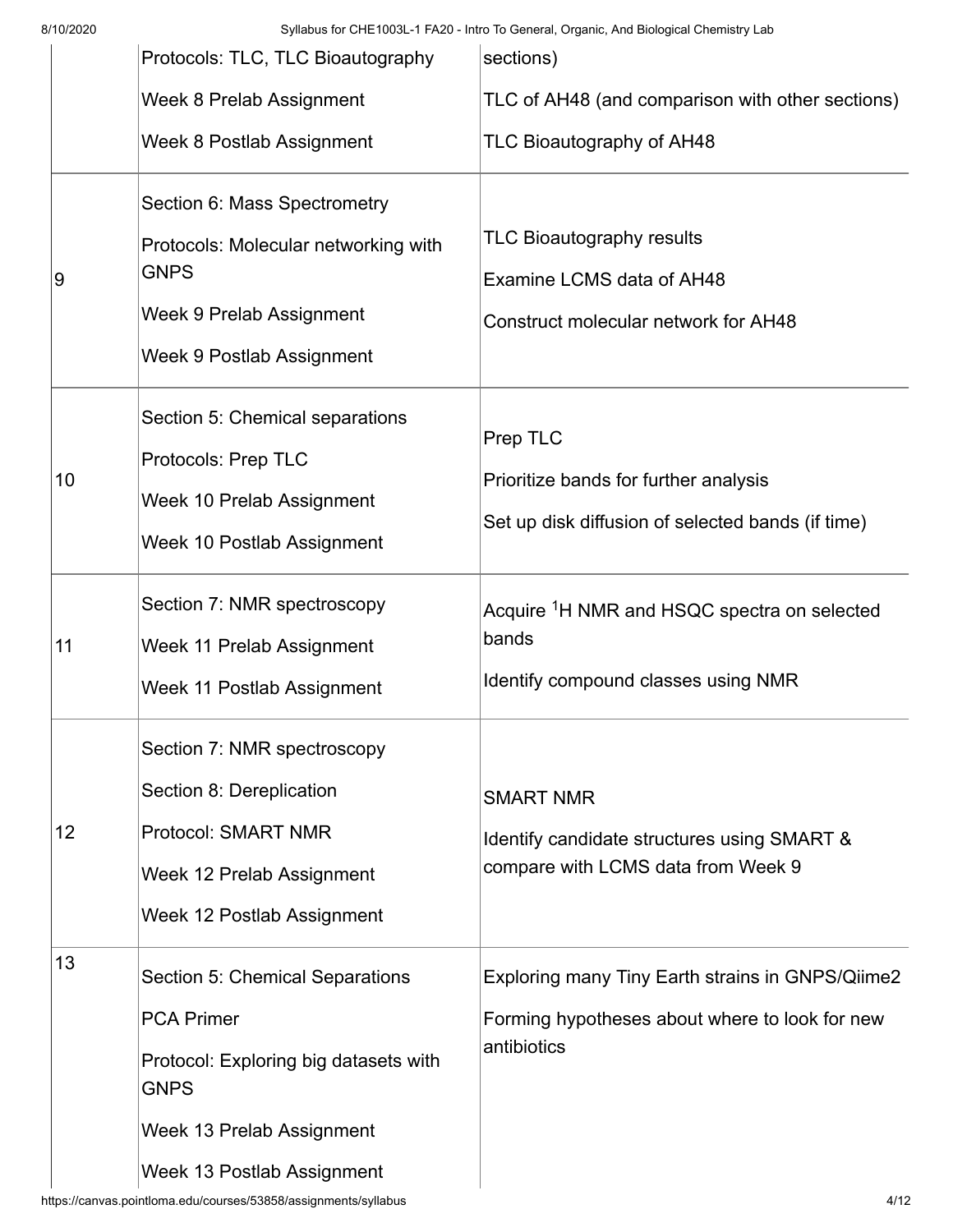| | | |
|---|---|---|
| | Protocols: TLC, TLC Bioautography<br><br>Week 8 Prelab Assignment<br><br>Week 8 Postlab Assignment | sections)<br><br>TLC of AH48 (and comparison with other sections)<br><br>TLC Bioautography of AH48 |
| 9 | Section 6: Mass Spectrometry<br><br>Protocols: Molecular networking with GNPS<br><br>Week 9 Prelab Assignment<br><br>Week 9 Postlab Assignment | TLC Bioautography results<br><br>Examine LCMS data of AH48<br><br>Construct molecular network for AH48 |
| 10 | Section 5: Chemical separations<br><br>Protocols: Prep TLC<br><br>Week 10 Prelab Assignment<br><br>Week 10 Postlab Assignment | Prep TLC<br><br>Prioritize bands for further analysis<br><br>Set up disk diffusion of selected bands (if time) |
| 11 | Section 7: NMR spectroscopy<br><br>Week 11 Prelab Assignment<br><br>Week 11 Postlab Assignment | Acquire $^{1}$H NMR and HSQC spectra on selected bands<br><br>Identify compound classes using NMR |
| 12 | Section 7: NMR spectroscopy<br><br>Section 8: Dereplication<br><br>Protocol: SMART NMR<br><br>Week 12 Prelab Assignment<br><br>Week 12 Postlab Assignment | SMART NMR<br><br>Identify candidate structures using SMART & compare with LCMS data from Week 9 |
| 13 | Section 5: Chemical Separations<br><br>PCA Primer<br><br>Protocol: Exploring big datasets with GNPS<br><br>Week 13 Prelab Assignment<br><br>Week 13 Postlab Assignment | Exploring many Tiny Earth strains in GNPS/Qiime2<br><br>Forming hypotheses about where to look for new antibiotics |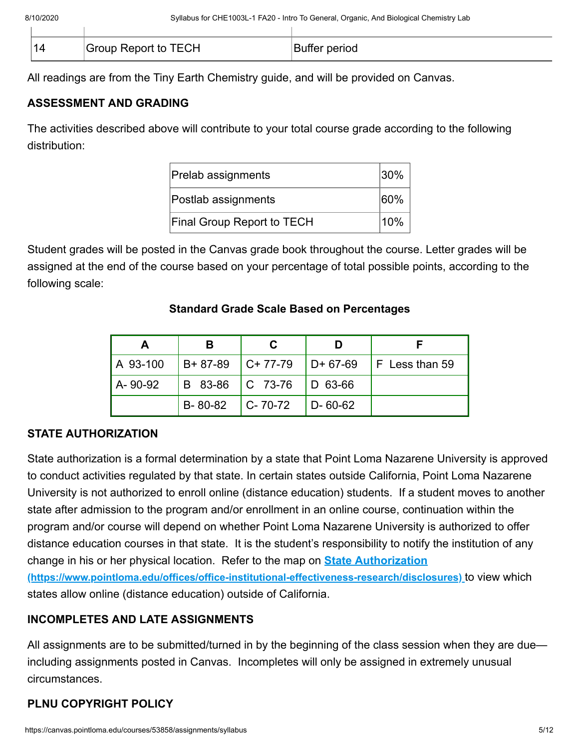| 14 | Group Report to TECH | Buffer period |
|---|---|---|

All readings are from the Tiny Earth Chemistry guide, and will be provided on Canvas.

**ASSESSMENT AND GRADING**

The activities described above will contribute to your total course grade according to the following distribution:

| Prelab assignments | 30% |
|---|---|
| Postlab assignments | 60% |
| Final Group Report to TECH | 10% |

Student grades will be posted in the Canvas grade book throughout the course. Letter grades will be assigned at the end of the course based on your percentage of total possible points, according to the following scale:

**Standard Grade Scale Based on Percentages**

| A | B | C | D | F |
|---|---|---|---|---|
| A 93-100 | B+ 87-89 | C+ 77-79 | D+ 67-69 | F Less than 59 |
| A- 90-92 | B 83-86 | C 73-76 | D 63-66 | |
| | B- 80-82 | C- 70-72 | D- 60-62 | |

**STATE AUTHORIZATION**

State authorization is a formal determination by a state that Point Loma Nazarene University is approved to conduct activities regulated by that state. In certain states outside California, Point Loma Nazarene University is not authorized to enroll online (distance education) students. If a student moves to another state after admission to the program and/or enrollment in an online course, continuation within the program and/or course will depend on whether Point Loma Nazarene University is authorized to offer distance education courses in that state. It is the student's responsibility to notify the institution of any change in his or her physical location. Refer to the map on **State Authorization (https://www.pointloma.edu/offices/office-institutional-effectiveness-research/disclosures)** to view which states allow online (distance education) outside of California.

**INCOMPLETES AND LATE ASSIGNMENTS**

All assignments are to be submitted/turned in by the beginning of the class session when they are due—including assignments posted in Canvas. Incompletes will only be assigned in extremely unusual circumstances.

**PLNU COPYRIGHT POLICY**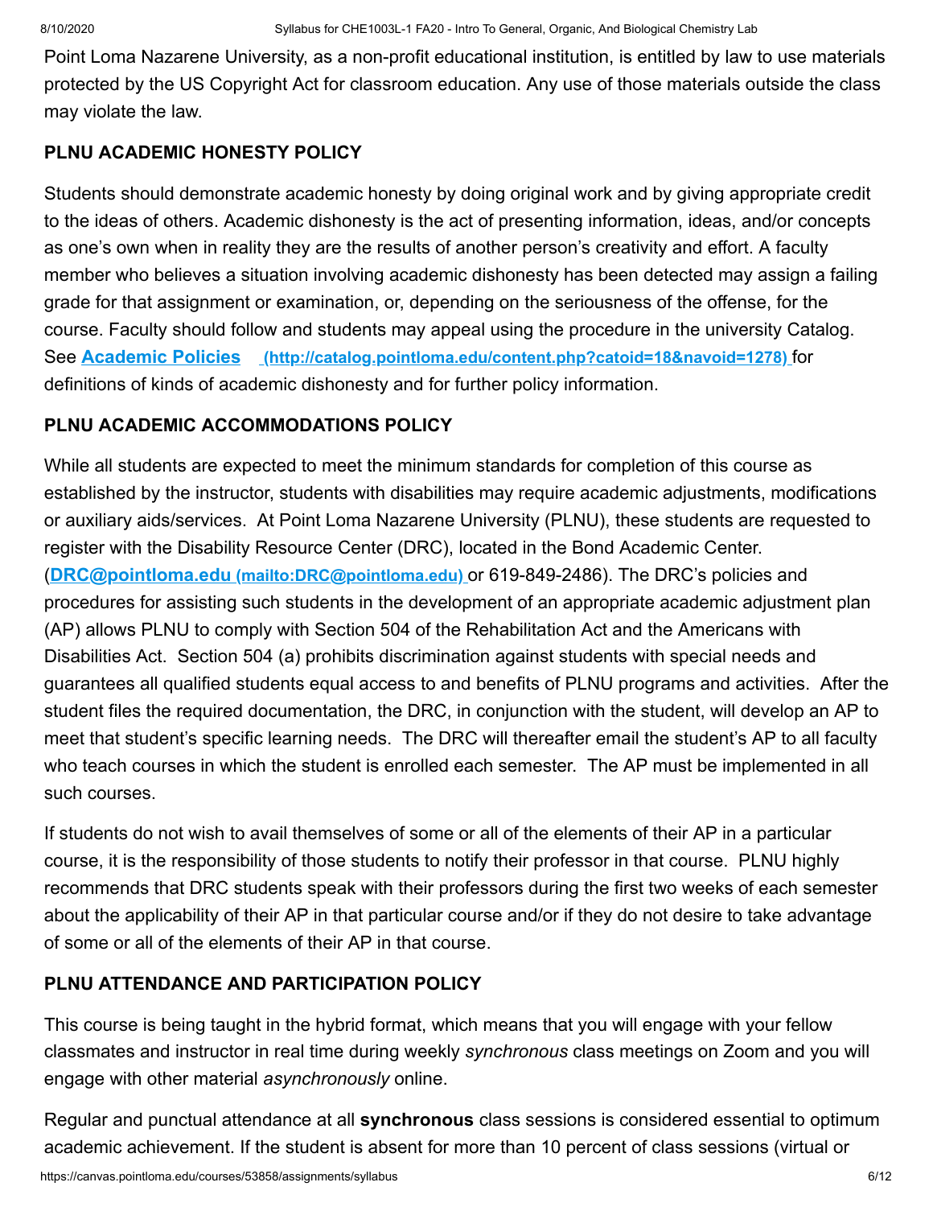Point Loma Nazarene University, as a non-profit educational institution, is entitled by law to use materials protected by the US Copyright Act for classroom education. Any use of those materials outside the class may violate the law.

**PLNU ACADEMIC HONESTY POLICY**

Students should demonstrate academic honesty by doing original work and by giving appropriate credit to the ideas of others. Academic dishonesty is the act of presenting information, ideas, and/or concepts as one's own when in reality they are the results of another person's creativity and effort. A faculty member who believes a situation involving academic dishonesty has been detected may assign a failing grade for that assignment or examination, or, depending on the seriousness of the offense, for the course. Faculty should follow and students may appeal using the procedure in the university Catalog. See **[Academic Policies](http://catalog.pointloma.edu/content.php?catoid=18&navoid=1278)** **(http://catalog.pointloma.edu/content.php?catoid=18&navoid=1278)** for definitions of kinds of academic dishonesty and for further policy information.

**PLNU ACADEMIC ACCOMMODATIONS POLICY**

While all students are expected to meet the minimum standards for completion of this course as established by the instructor, students with disabilities may require academic adjustments, modifications or auxiliary aids/services. At Point Loma Nazarene University (PLNU), these students are requested to register with the Disability Resource Center (DRC), located in the Bond Academic Center. (**[DRC@pointloma.edu](mailto:DRC@pointloma.edu)** **(mailto:DRC@pointloma.edu)** or 619-849-2486). The DRC's policies and procedures for assisting such students in the development of an appropriate academic adjustment plan (AP) allows PLNU to comply with Section 504 of the Rehabilitation Act and the Americans with Disabilities Act. Section 504 (a) prohibits discrimination against students with special needs and guarantees all qualified students equal access to and benefits of PLNU programs and activities. After the student files the required documentation, the DRC, in conjunction with the student, will develop an AP to meet that student's specific learning needs. The DRC will thereafter email the student's AP to all faculty who teach courses in which the student is enrolled each semester. The AP must be implemented in all such courses.

If students do not wish to avail themselves of some or all of the elements of their AP in a particular course, it is the responsibility of those students to notify their professor in that course. PLNU highly recommends that DRC students speak with their professors during the first two weeks of each semester about the applicability of their AP in that particular course and/or if they do not desire to take advantage of some or all of the elements of their AP in that course.

**PLNU ATTENDANCE AND PARTICIPATION POLICY**

This course is being taught in the hybrid format, which means that you will engage with your fellow classmates and instructor in real time during weekly *synchronous* class meetings on Zoom and you will engage with other material *asynchronously* online.

Regular and punctual attendance at all **synchronous** class sessions is considered essential to optimum academic achievement. If the student is absent for more than 10 percent of class sessions (virtual or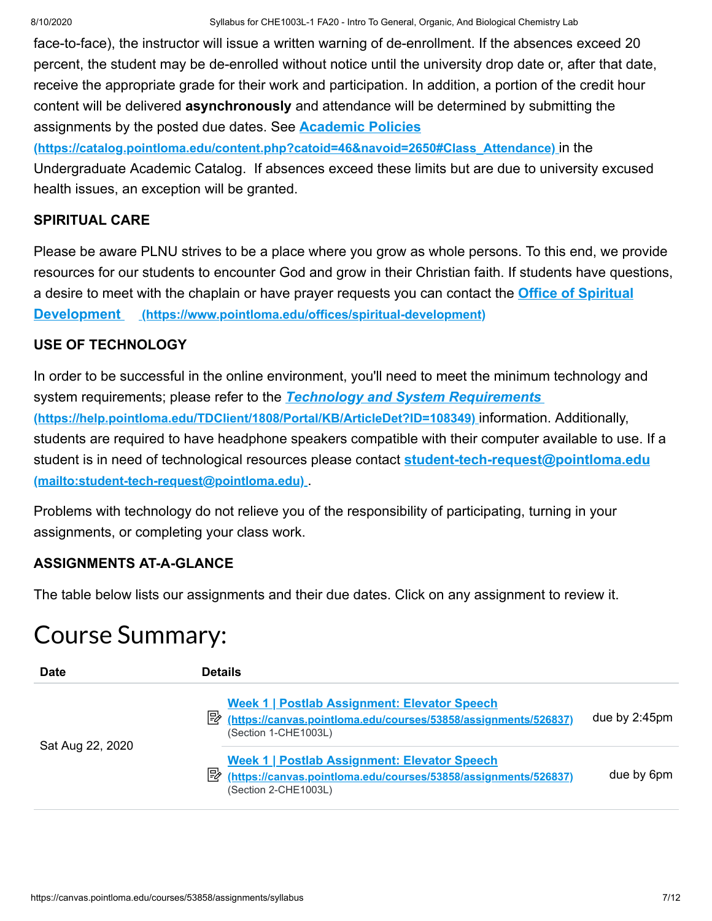face-to-face), the instructor will issue a written warning of de-enrollment. If the absences exceed 20 percent, the student may be de-enrolled without notice until the university drop date or, after that date, receive the appropriate grade for their work and participation. In addition, a portion of the credit hour content will be delivered **asynchronously** and attendance will be determined by submitting the assignments by the posted due dates. See [Academic Policies (https://catalog.pointloma.edu/content.php?catoid=46&navoid=2650#Class_Attendance)](https://catalog.pointloma.edu/content.php?catoid=46&navoid=2650#Class_Attendance) in the Undergraduate Academic Catalog. If absences exceed these limits but are due to university excused health issues, an exception will be granted.

### SPIRITUAL CARE

Please be aware PLNU strives to be a place where you grow as whole persons. To this end, we provide resources for our students to encounter God and grow in their Christian faith. If students have questions, a desire to meet with the chaplain or have prayer requests you can contact the [Office of Spiritual Development (https://www.pointloma.edu/offices/spiritual-development)](https://www.pointloma.edu/offices/spiritual-development)

### USE OF TECHNOLOGY

In order to be successful in the online environment, you'll need to meet the minimum technology and system requirements; please refer to the [***Technology and System Requirements*** (https://help.pointloma.edu/TDClient/1808/Portal/KB/ArticleDet?ID=108349)](https://help.pointloma.edu/TDClient/1808/Portal/KB/ArticleDet?ID=108349) information. Additionally, students are required to have headphone speakers compatible with their computer available to use. If a student is in need of technological resources please contact [student-tech-request@pointloma.edu (mailto:student-tech-request@pointloma.edu)](mailto:student-tech-request@pointloma.edu).

Problems with technology do not relieve you of the responsibility of participating, turning in your assignments, or completing your class work.

### ASSIGNMENTS AT-A-GLANCE

The table below lists our assignments and their due dates. Click on any assignment to review it.

# Course Summary:

| Date | Details | |
|---|---|---|
| Sat Aug 22, 2020 | [Week 1 \| Postlab Assignment: Elevator Speech (https://canvas.pointloma.edu/courses/53858/assignments/526837)](https://canvas.pointloma.edu/courses/53858/assignments/526837) (Section 1-CHE1003L) | due by 2:45pm |
| | [Week 1 \| Postlab Assignment: Elevator Speech (https://canvas.pointloma.edu/courses/53858/assignments/526837)](https://canvas.pointloma.edu/courses/53858/assignments/526837) (Section 2-CHE1003L) | due by 6pm |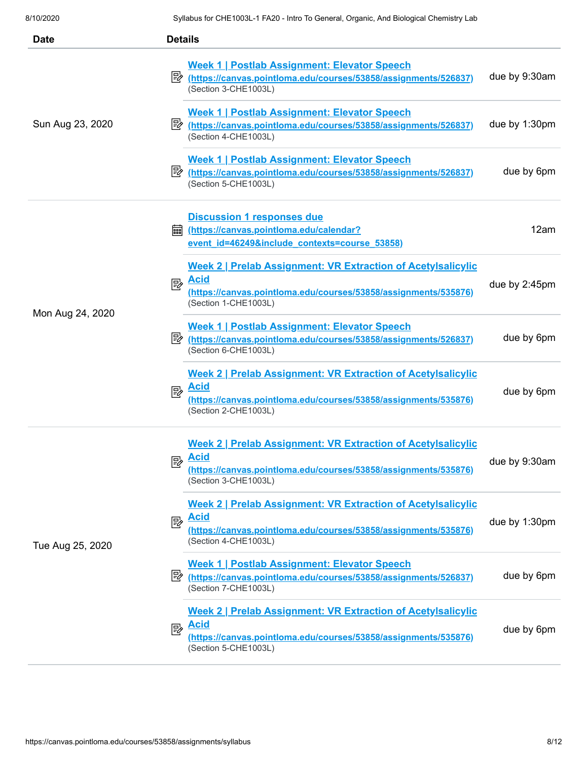| Date | Details | |
|---|---|---|
| Sun Aug 23, 2020 | Week 1 \| Postlab Assignment: Elevator Speech (https://canvas.pointloma.edu/courses/53858/assignments/526837) (Section 3-CHE1003L) | due by 9:30am |
| | Week 1 \| Postlab Assignment: Elevator Speech (https://canvas.pointloma.edu/courses/53858/assignments/526837) (Section 4-CHE1003L) | due by 1:30pm |
| | Week 1 \| Postlab Assignment: Elevator Speech (https://canvas.pointloma.edu/courses/53858/assignments/526837) (Section 5-CHE1003L) | due by 6pm |
| Mon Aug 24, 2020 | Discussion 1 responses due (https://canvas.pointloma.edu/calendar?event_id=46249&include_contexts=course_53858) | 12am |
| | Week 2 \| Prelab Assignment: VR Extraction of Acetylsalicylic Acid (https://canvas.pointloma.edu/courses/53858/assignments/535876) (Section 1-CHE1003L) | due by 2:45pm |
| | Week 1 \| Postlab Assignment: Elevator Speech (https://canvas.pointloma.edu/courses/53858/assignments/526837) (Section 6-CHE1003L) | due by 6pm |
| | Week 2 \| Prelab Assignment: VR Extraction of Acetylsalicylic Acid (https://canvas.pointloma.edu/courses/53858/assignments/535876) (Section 2-CHE1003L) | due by 6pm |
| Tue Aug 25, 2020 | Week 2 \| Prelab Assignment: VR Extraction of Acetylsalicylic Acid (https://canvas.pointloma.edu/courses/53858/assignments/535876) (Section 3-CHE1003L) | due by 9:30am |
| | Week 2 \| Prelab Assignment: VR Extraction of Acetylsalicylic Acid (https://canvas.pointloma.edu/courses/53858/assignments/535876) (Section 4-CHE1003L) | due by 1:30pm |
| | Week 1 \| Postlab Assignment: Elevator Speech (https://canvas.pointloma.edu/courses/53858/assignments/526837) (Section 7-CHE1003L) | due by 6pm |
| | Week 2 \| Prelab Assignment: VR Extraction of Acetylsalicylic Acid (https://canvas.pointloma.edu/courses/53858/assignments/535876) (Section 5-CHE1003L) | due by 6pm |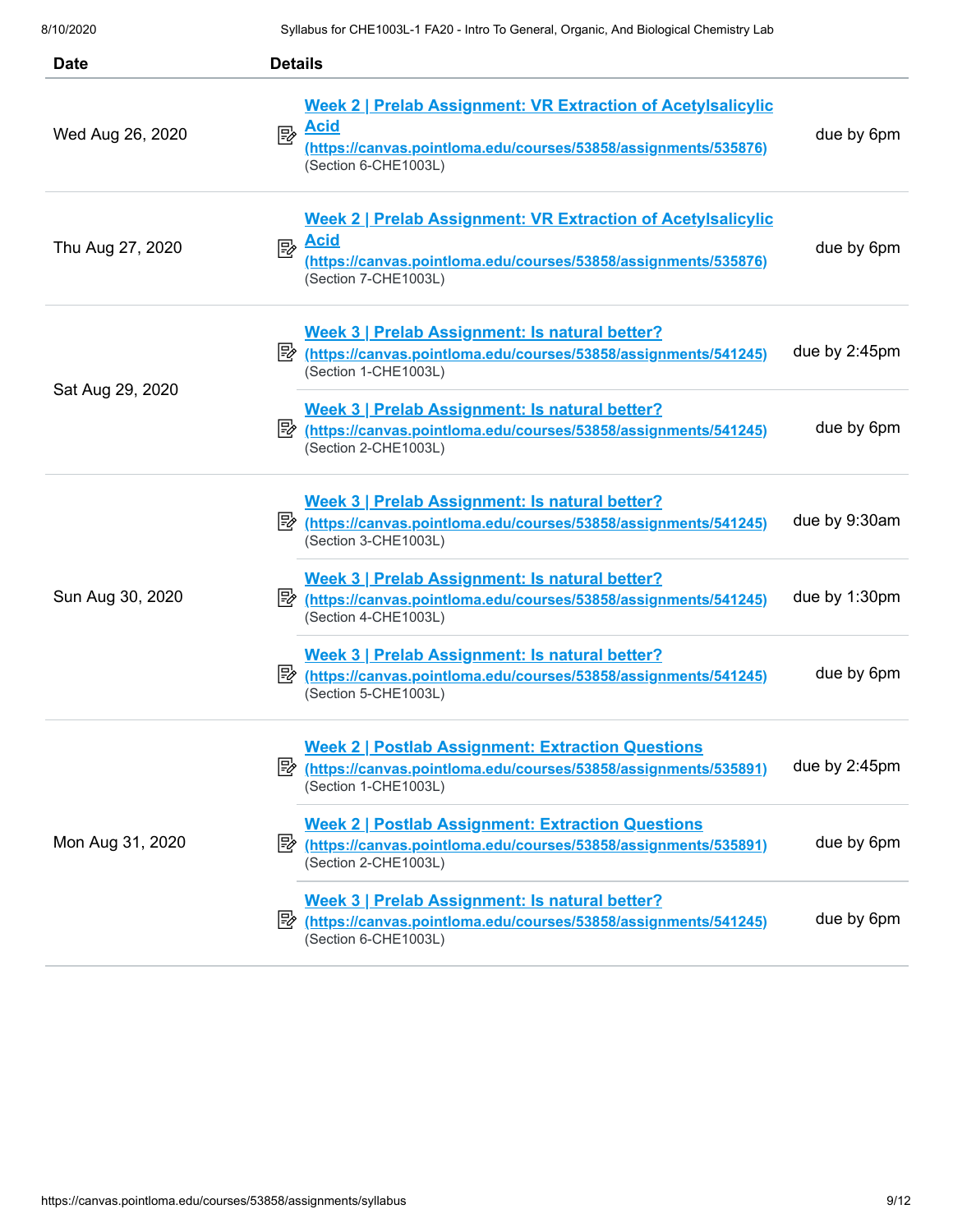| Date | Details | |
|---|---|---|
| Wed Aug 26, 2020 | [Week 2 \| Prelab Assignment: VR Extraction of Acetylsalicylic Acid (https://canvas.pointloma.edu/courses/53858/assignments/535876)](https://canvas.pointloma.edu/courses/53858/assignments/535876) (Section 6-CHE1003L) | due by 6pm |
| Thu Aug 27, 2020 | [Week 2 \| Prelab Assignment: VR Extraction of Acetylsalicylic Acid (https://canvas.pointloma.edu/courses/53858/assignments/535876)](https://canvas.pointloma.edu/courses/53858/assignments/535876) (Section 7-CHE1003L) | due by 6pm |
| Sat Aug 29, 2020 | [Week 3 \| Prelab Assignment: Is natural better? (https://canvas.pointloma.edu/courses/53858/assignments/541245)](https://canvas.pointloma.edu/courses/53858/assignments/541245) (Section 1-CHE1003L) | due by 2:45pm |
| | [Week 3 \| Prelab Assignment: Is natural better? (https://canvas.pointloma.edu/courses/53858/assignments/541245)](https://canvas.pointloma.edu/courses/53858/assignments/541245) (Section 2-CHE1003L) | due by 6pm |
| Sun Aug 30, 2020 | [Week 3 \| Prelab Assignment: Is natural better? (https://canvas.pointloma.edu/courses/53858/assignments/541245)](https://canvas.pointloma.edu/courses/53858/assignments/541245) (Section 3-CHE1003L) | due by 9:30am |
| | [Week 3 \| Prelab Assignment: Is natural better? (https://canvas.pointloma.edu/courses/53858/assignments/541245)](https://canvas.pointloma.edu/courses/53858/assignments/541245) (Section 4-CHE1003L) | due by 1:30pm |
| | [Week 3 \| Prelab Assignment: Is natural better? (https://canvas.pointloma.edu/courses/53858/assignments/541245)](https://canvas.pointloma.edu/courses/53858/assignments/541245) (Section 5-CHE1003L) | due by 6pm |
| Mon Aug 31, 2020 | [Week 2 \| Postlab Assignment: Extraction Questions (https://canvas.pointloma.edu/courses/53858/assignments/535891)](https://canvas.pointloma.edu/courses/53858/assignments/535891) (Section 1-CHE1003L) | due by 2:45pm |
| | [Week 2 \| Postlab Assignment: Extraction Questions (https://canvas.pointloma.edu/courses/53858/assignments/535891)](https://canvas.pointloma.edu/courses/53858/assignments/535891) (Section 2-CHE1003L) | due by 6pm |
| | [Week 3 \| Prelab Assignment: Is natural better? (https://canvas.pointloma.edu/courses/53858/assignments/541245)](https://canvas.pointloma.edu/courses/53858/assignments/541245) (Section 6-CHE1003L) | due by 6pm |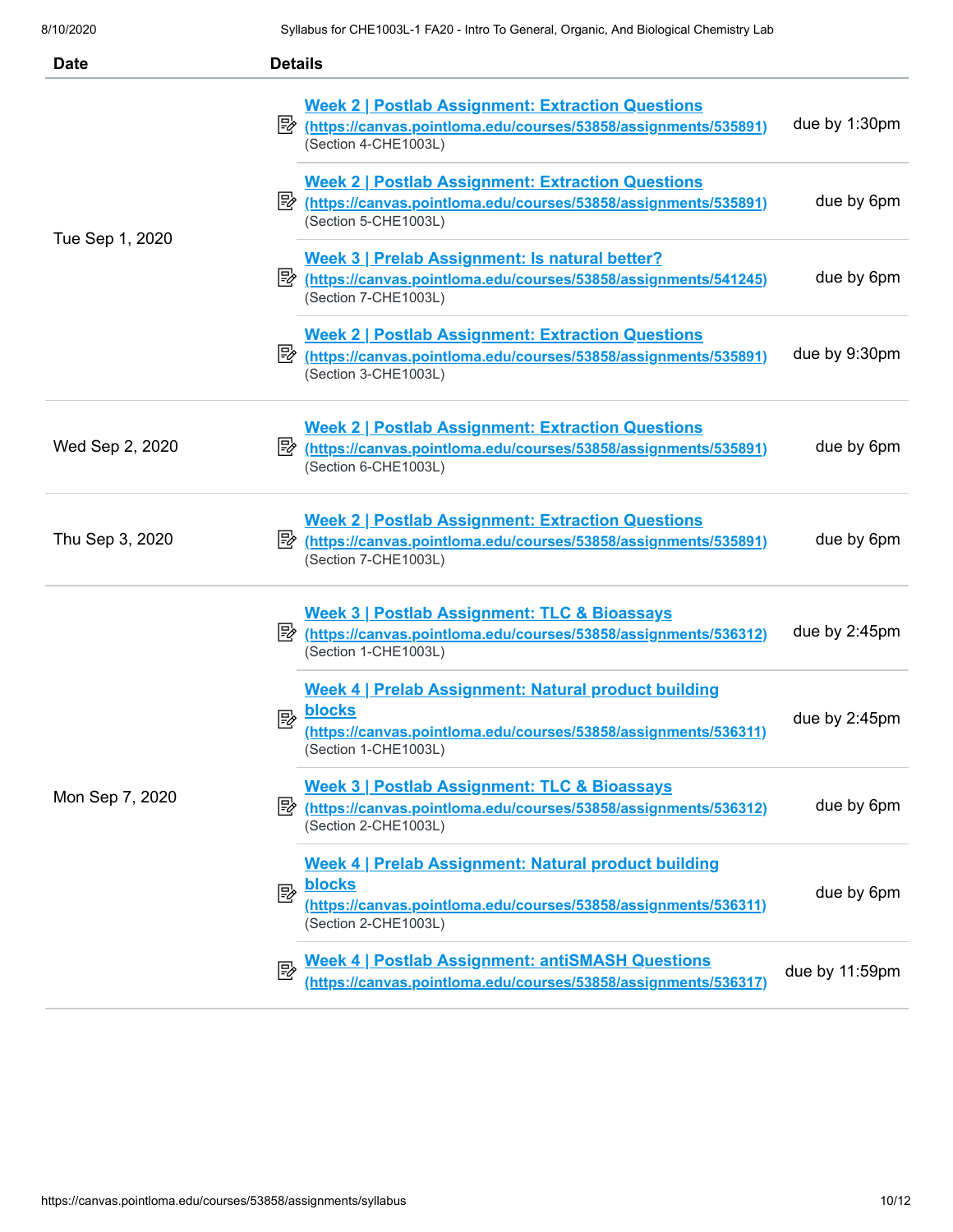| Date | Details | |
|---|---|---|
| Tue Sep 1, 2020 | Week 2 \| Postlab Assignment: Extraction Questions (https://canvas.pointloma.edu/courses/53858/assignments/535891) (Section 4-CHE1003L) | due by 1:30pm |
| | Week 2 \| Postlab Assignment: Extraction Questions (https://canvas.pointloma.edu/courses/53858/assignments/535891) (Section 5-CHE1003L) | due by 6pm |
| | Week 3 \| Prelab Assignment: Is natural better? (https://canvas.pointloma.edu/courses/53858/assignments/541245) (Section 7-CHE1003L) | due by 6pm |
| | Week 2 \| Postlab Assignment: Extraction Questions (https://canvas.pointloma.edu/courses/53858/assignments/535891) (Section 3-CHE1003L) | due by 9:30pm |
| Wed Sep 2, 2020 | Week 2 \| Postlab Assignment: Extraction Questions (https://canvas.pointloma.edu/courses/53858/assignments/535891) (Section 6-CHE1003L) | due by 6pm |
| Thu Sep 3, 2020 | Week 2 \| Postlab Assignment: Extraction Questions (https://canvas.pointloma.edu/courses/53858/assignments/535891) (Section 7-CHE1003L) | due by 6pm |
| Mon Sep 7, 2020 | Week 3 \| Postlab Assignment: TLC & Bioassays (https://canvas.pointloma.edu/courses/53858/assignments/536312) (Section 1-CHE1003L) | due by 2:45pm |
| | Week 4 \| Prelab Assignment: Natural product building blocks (https://canvas.pointloma.edu/courses/53858/assignments/536311) (Section 1-CHE1003L) | due by 2:45pm |
| | Week 3 \| Postlab Assignment: TLC & Bioassays (https://canvas.pointloma.edu/courses/53858/assignments/536312) (Section 2-CHE1003L) | due by 6pm |
| | Week 4 \| Prelab Assignment: Natural product building blocks (https://canvas.pointloma.edu/courses/53858/assignments/536311) (Section 2-CHE1003L) | due by 6pm |
| | Week 4 \| Postlab Assignment: antiSMASH Questions (https://canvas.pointloma.edu/courses/53858/assignments/536317) | due by 11:59pm |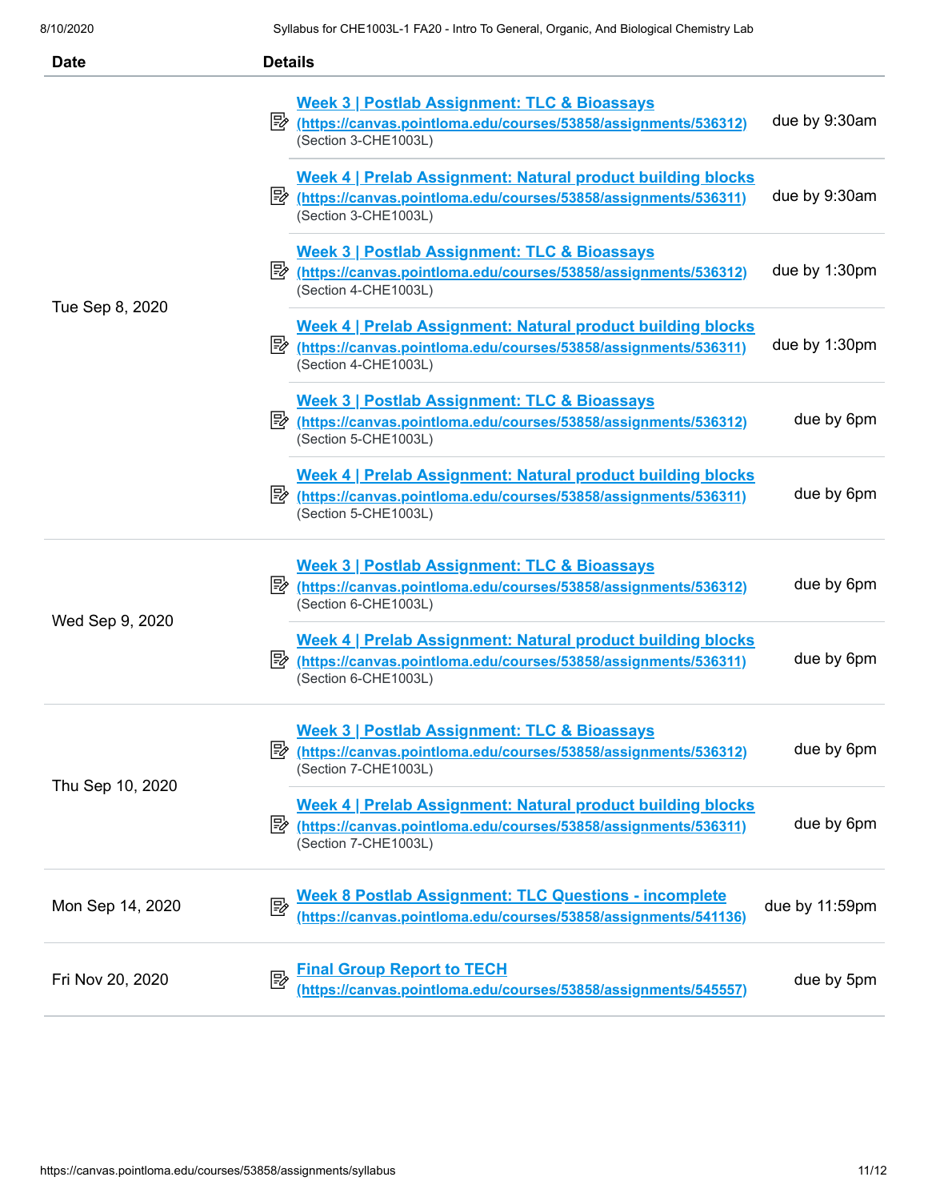| Date | Details | |
|---|---|---|
| Tue Sep 8, 2020 | [Week 3 \| Postlab Assignment: TLC & Bioassays](https://canvas.pointloma.edu/courses/53858/assignments/536312) (https://canvas.pointloma.edu/courses/53858/assignments/536312) (Section 3-CHE1003L) | due by 9:30am |
| | [Week 4 \| Prelab Assignment: Natural product building blocks](https://canvas.pointloma.edu/courses/53858/assignments/536311) (https://canvas.pointloma.edu/courses/53858/assignments/536311) (Section 3-CHE1003L) | due by 9:30am |
| | [Week 3 \| Postlab Assignment: TLC & Bioassays](https://canvas.pointloma.edu/courses/53858/assignments/536312) (https://canvas.pointloma.edu/courses/53858/assignments/536312) (Section 4-CHE1003L) | due by 1:30pm |
| | [Week 4 \| Prelab Assignment: Natural product building blocks](https://canvas.pointloma.edu/courses/53858/assignments/536311) (https://canvas.pointloma.edu/courses/53858/assignments/536311) (Section 4-CHE1003L) | due by 1:30pm |
| | [Week 3 \| Postlab Assignment: TLC & Bioassays](https://canvas.pointloma.edu/courses/53858/assignments/536312) (https://canvas.pointloma.edu/courses/53858/assignments/536312) (Section 5-CHE1003L) | due by 6pm |
| | [Week 4 \| Prelab Assignment: Natural product building blocks](https://canvas.pointloma.edu/courses/53858/assignments/536311) (https://canvas.pointloma.edu/courses/53858/assignments/536311) (Section 5-CHE1003L) | due by 6pm |
| Wed Sep 9, 2020 | [Week 3 \| Postlab Assignment: TLC & Bioassays](https://canvas.pointloma.edu/courses/53858/assignments/536312) (https://canvas.pointloma.edu/courses/53858/assignments/536312) (Section 6-CHE1003L) | due by 6pm |
| | [Week 4 \| Prelab Assignment: Natural product building blocks](https://canvas.pointloma.edu/courses/53858/assignments/536311) (https://canvas.pointloma.edu/courses/53858/assignments/536311) (Section 6-CHE1003L) | due by 6pm |
| Thu Sep 10, 2020 | [Week 3 \| Postlab Assignment: TLC & Bioassays](https://canvas.pointloma.edu/courses/53858/assignments/536312) (https://canvas.pointloma.edu/courses/53858/assignments/536312) (Section 7-CHE1003L) | due by 6pm |
| | [Week 4 \| Prelab Assignment: Natural product building blocks](https://canvas.pointloma.edu/courses/53858/assignments/536311) (https://canvas.pointloma.edu/courses/53858/assignments/536311) (Section 7-CHE1003L) | due by 6pm |
| Mon Sep 14, 2020 | [Week 8 Postlab Assignment: TLC Questions - incomplete](https://canvas.pointloma.edu/courses/53858/assignments/541136) (https://canvas.pointloma.edu/courses/53858/assignments/541136) | due by 11:59pm |
| Fri Nov 20, 2020 | [Final Group Report to TECH](https://canvas.pointloma.edu/courses/53858/assignments/545557) (https://canvas.pointloma.edu/courses/53858/assignments/545557) | due by 5pm |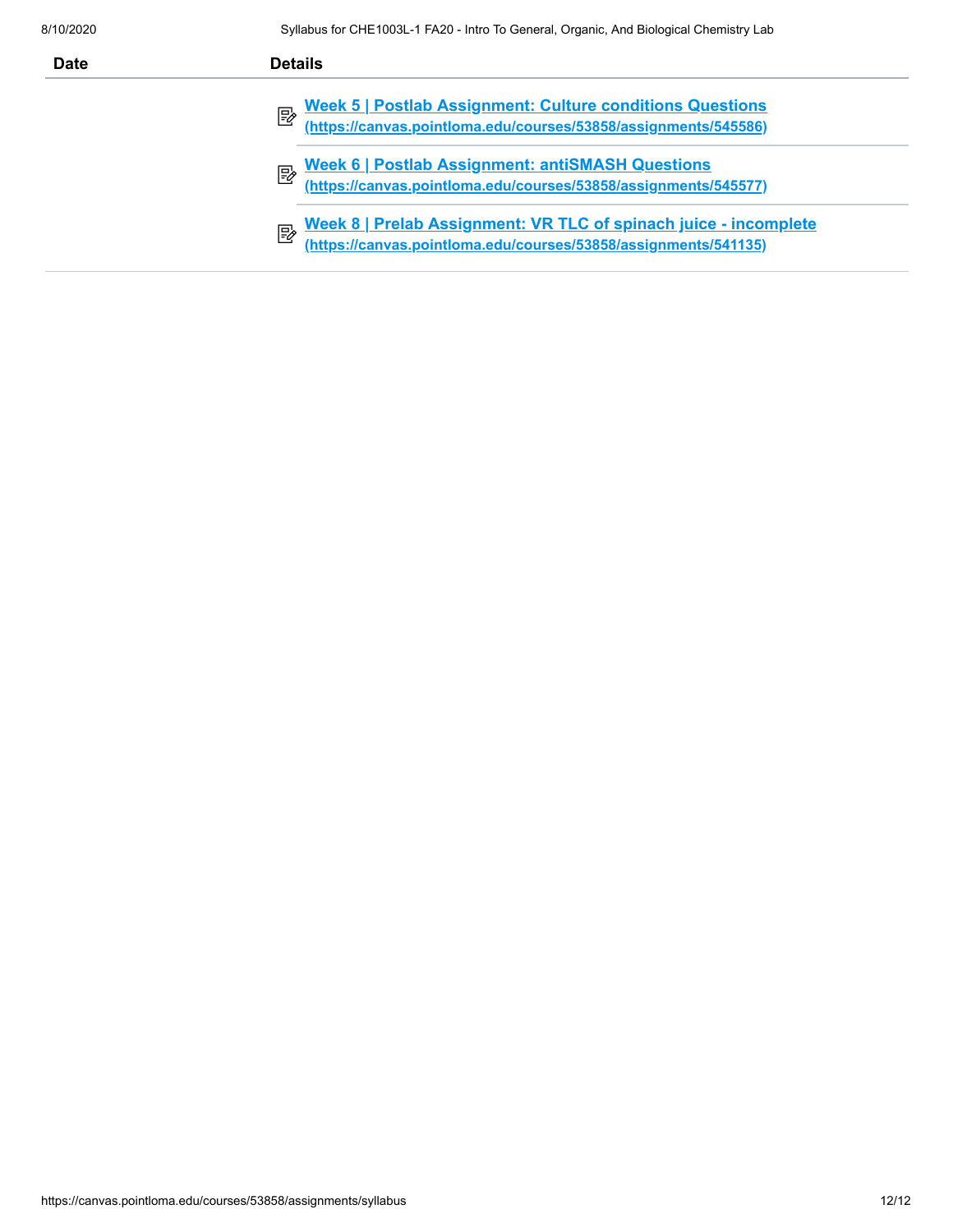| Date | Details |
| --- | --- |
| | [Week 5 \| Postlab Assignment: Culture conditions Questions](https://canvas.pointloma.edu/courses/53858/assignments/545586) (https://canvas.pointloma.edu/courses/53858/assignments/545586) |
| | [Week 6 \| Postlab Assignment: antiSMASH Questions](https://canvas.pointloma.edu/courses/53858/assignments/545577) (https://canvas.pointloma.edu/courses/53858/assignments/545577) |
| | [Week 8 \| Prelab Assignment: VR TLC of spinach juice - incomplete](https://canvas.pointloma.edu/courses/53858/assignments/541135) (https://canvas.pointloma.edu/courses/53858/assignments/541135) |